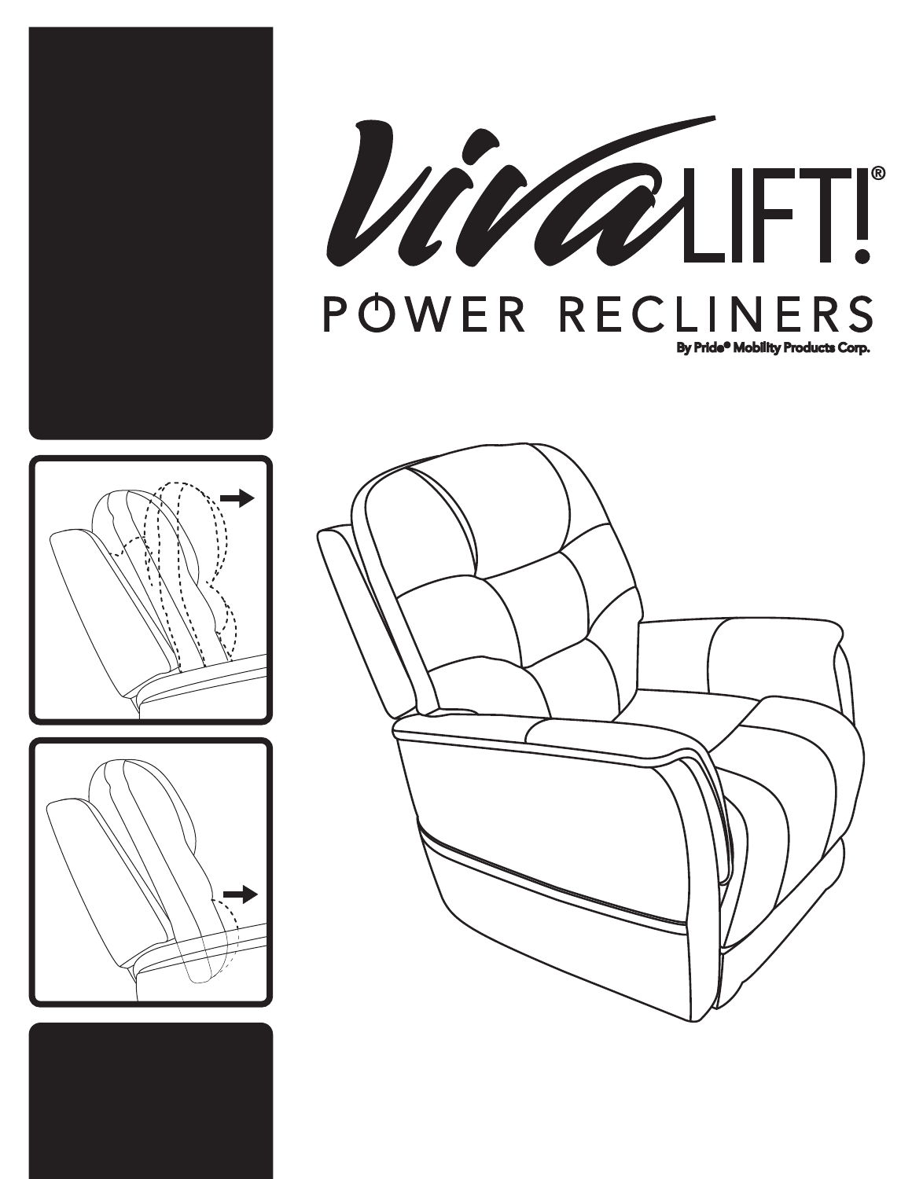# VivaLIFT!®

## POWER RECLINERS

By Pride® Mobility Products Corp.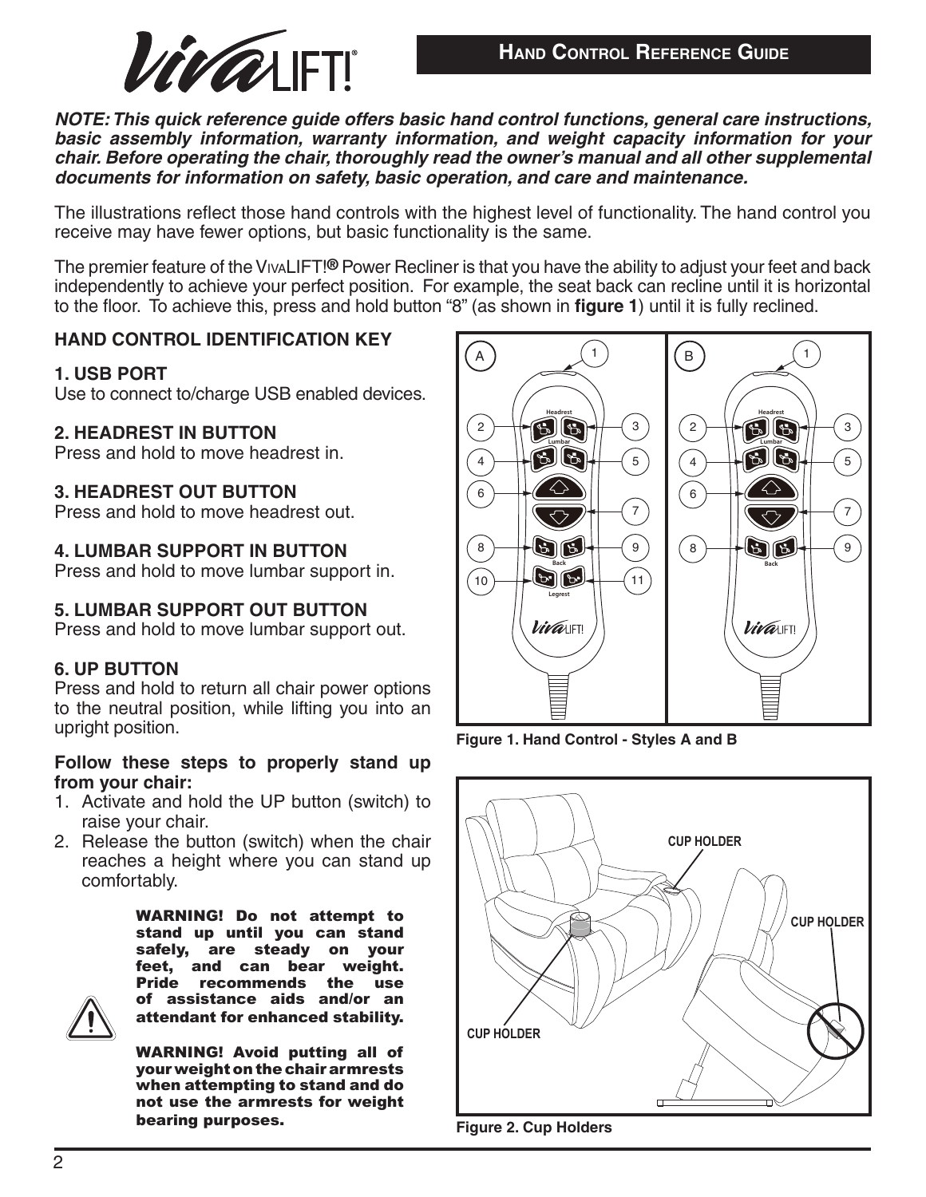# HAND CONTROL REFERENCE GUIDE

***NOTE: This quick reference guide offers basic hand control functions, general care instructions, basic assembly information, warranty information, and weight capacity information for your chair. Before operating the chair, thoroughly read the owner's manual and all other supplemental documents for information on safety, basic operation, and care and maintenance.***

The illustrations reflect those hand controls with the highest level of functionality. The hand control you receive may have fewer options, but basic functionality is the same.

The premier feature of the VIVALIFT!® Power Recliner is that you have the ability to adjust your feet and back independently to achieve your perfect position. For example, the seat back can recline until it is horizontal to the floor. To achieve this, press and hold button "8" (as shown in **figure 1**) until it is fully reclined.

## HAND CONTROL IDENTIFICATION KEY

**1. USB PORT**
Use to connect to/charge USB enabled devices.

**2. HEADREST IN BUTTON**
Press and hold to move headrest in.

**3. HEADREST OUT BUTTON**
Press and hold to move headrest out.

**4. LUMBAR SUPPORT IN BUTTON**
Press and hold to move lumbar support in.

**5. LUMBAR SUPPORT OUT BUTTON**
Press and hold to move lumbar support out.

**6. UP BUTTON**
Press and hold to return all chair power options to the neutral position, while lifting you into an upright position.

**Follow these steps to properly stand up from your chair:**

1. Activate and hold the UP button (switch) to raise your chair.
2. Release the button (switch) when the chair reaches a height where you can stand up comfortably.

**WARNING! Do not attempt to stand up until you can stand safely, are steady on your feet, and can bear weight. Pride recommends the use of assistance aids and/or an attendant for enhanced stability.**

**WARNING! Avoid putting all of your weight on the chair armrests when attempting to stand and do not use the armrests for weight bearing purposes.**

**Figure 1. Hand Control - Styles A and B**

**Figure 2. Cup Holders**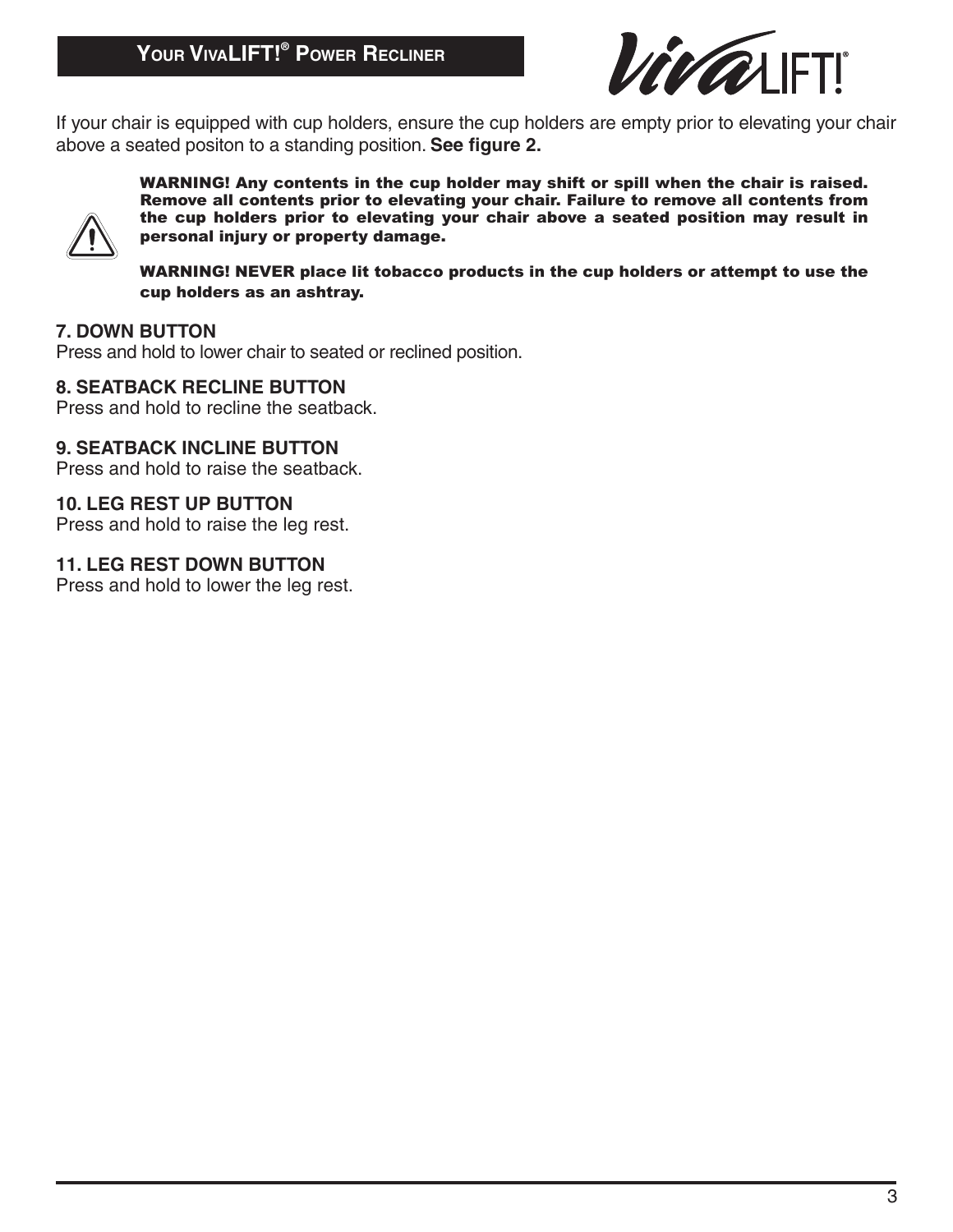If your chair is equipped with cup holders, ensure the cup holders are empty prior to elevating your chair above a seated positon to a standing position. **See figure 2.**

**WARNING! Any contents in the cup holder may shift or spill when the chair is raised. Remove all contents prior to elevating your chair. Failure to remove all contents from the cup holders prior to elevating your chair above a seated position may result in personal injury or property damage.**

**WARNING! NEVER place lit tobacco products in the cup holders or attempt to use the cup holders as an ashtray.**

**7. DOWN BUTTON**
Press and hold to lower chair to seated or reclined position.

**8. SEATBACK RECLINE BUTTON**
Press and hold to recline the seatback.

**9. SEATBACK INCLINE BUTTON**
Press and hold to raise the seatback.

**10. LEG REST UP BUTTON**
Press and hold to raise the leg rest.

**11. LEG REST DOWN BUTTON**
Press and hold to lower the leg rest.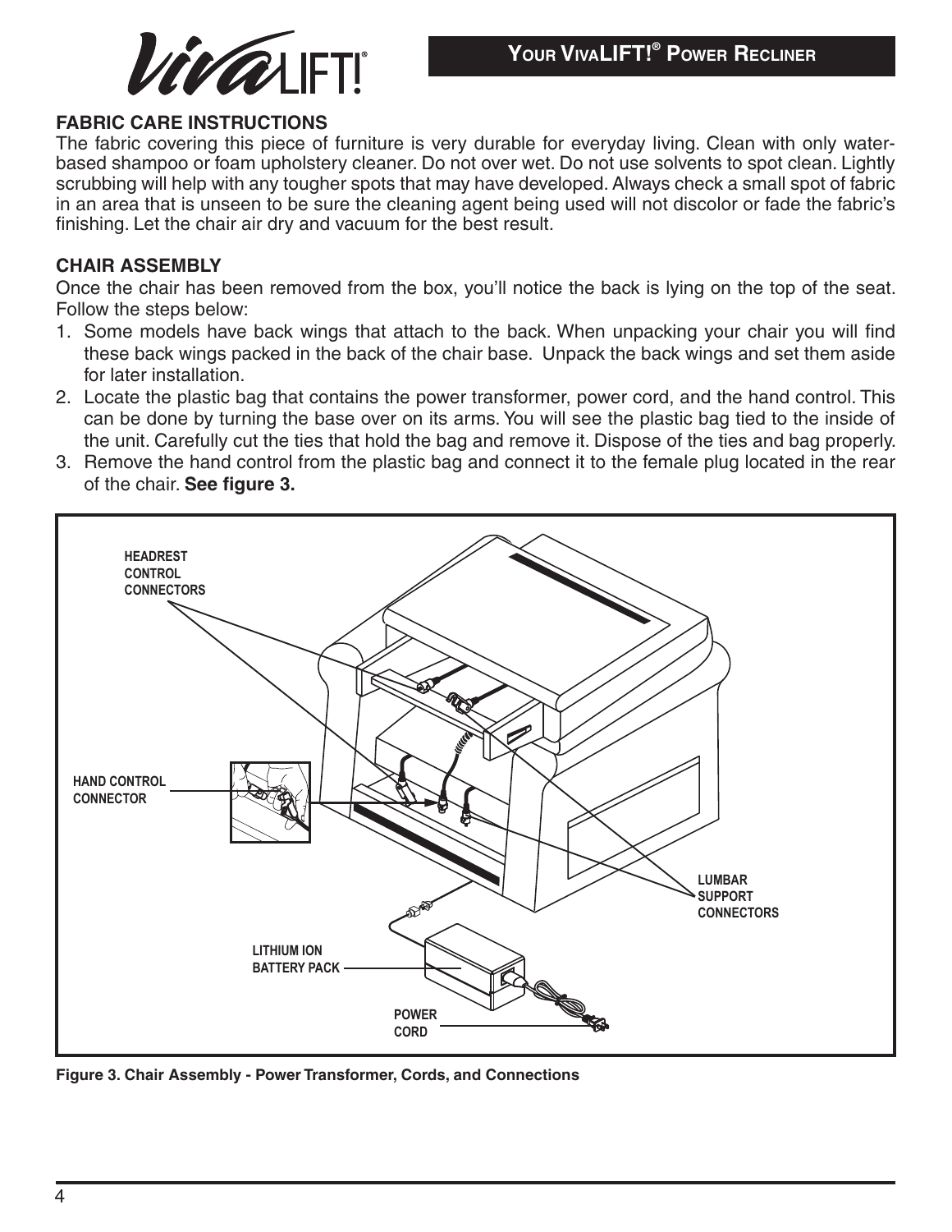# FABRIC CARE INSTRUCTIONS

The fabric covering this piece of furniture is very durable for everyday living. Clean with only water-based shampoo or foam upholstery cleaner. Do not over wet. Do not use solvents to spot clean. Lightly scrubbing will help with any tougher spots that may have developed. Always check a small spot of fabric in an area that is unseen to be sure the cleaning agent being used will not discolor or fade the fabric's finishing. Let the chair air dry and vacuum for the best result.

# CHAIR ASSEMBLY

Once the chair has been removed from the box, you'll notice the back is lying on the top of the seat. Follow the steps below:

1. Some models have back wings that attach to the back. When unpacking your chair you will find these back wings packed in the back of the chair base. Unpack the back wings and set them aside for later installation.
2. Locate the plastic bag that contains the power transformer, power cord, and the hand control. This can be done by turning the base over on its arms. You will see the plastic bag tied to the inside of the unit. Carefully cut the ties that hold the bag and remove it. Dispose of the ties and bag properly.
3. Remove the hand control from the plastic bag and connect it to the female plug located in the rear of the chair. **See figure 3.**

HEADREST CONTROL CONNECTORS

HAND CONTROL CONNECTOR

LUMBAR SUPPORT CONNECTORS

LITHIUM ION BATTERY PACK

POWER CORD

**Figure 3. Chair Assembly - Power Transformer, Cords, and Connections**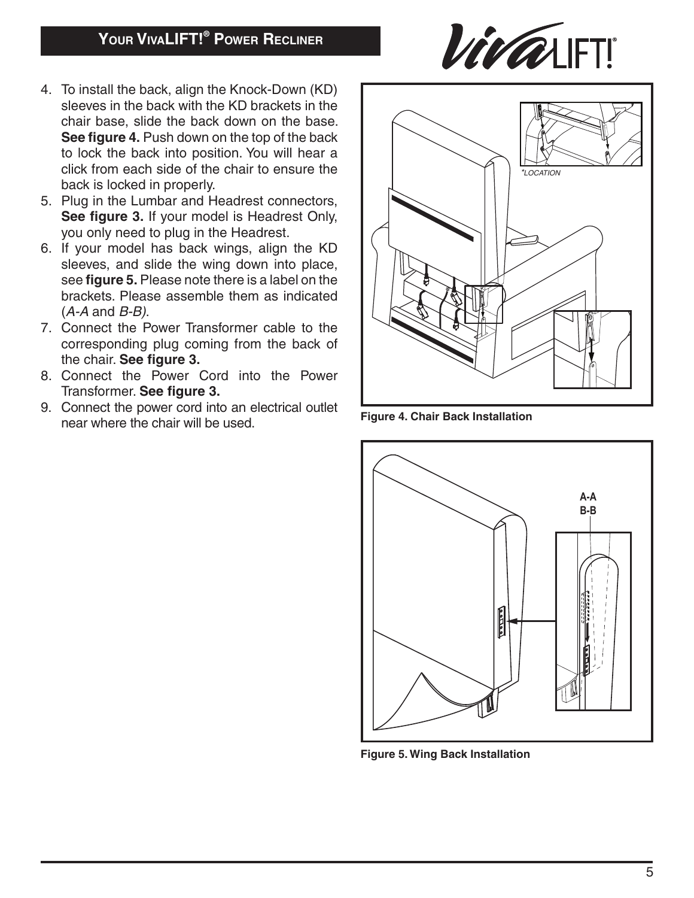4. To install the back, align the Knock-Down (KD) sleeves in the back with the KD brackets in the chair base, slide the back down on the base. **See figure 4.** Push down on the top of the back to lock the back into position. You will hear a click from each side of the chair to ensure the back is locked in properly.
5. Plug in the Lumbar and Headrest connectors, **See figure 3.** If your model is Headrest Only, you only need to plug in the Headrest.
6. If your model has back wings, align the KD sleeves, and slide the wing down into place, see **figure 5.** Please note there is a label on the brackets. Please assemble them as indicated (*A-A* and *B-B)*.
7. Connect the Power Transformer cable to the corresponding plug coming from the back of the chair. **See figure 3.**
8. Connect the Power Cord into the Power Transformer. **See figure 3.**
9. Connect the power cord into an electrical outlet near where the chair will be used.

*LOCATION

**Figure 4. Chair Back Installation**

A-A
B-B

**Figure 5. Wing Back Installation**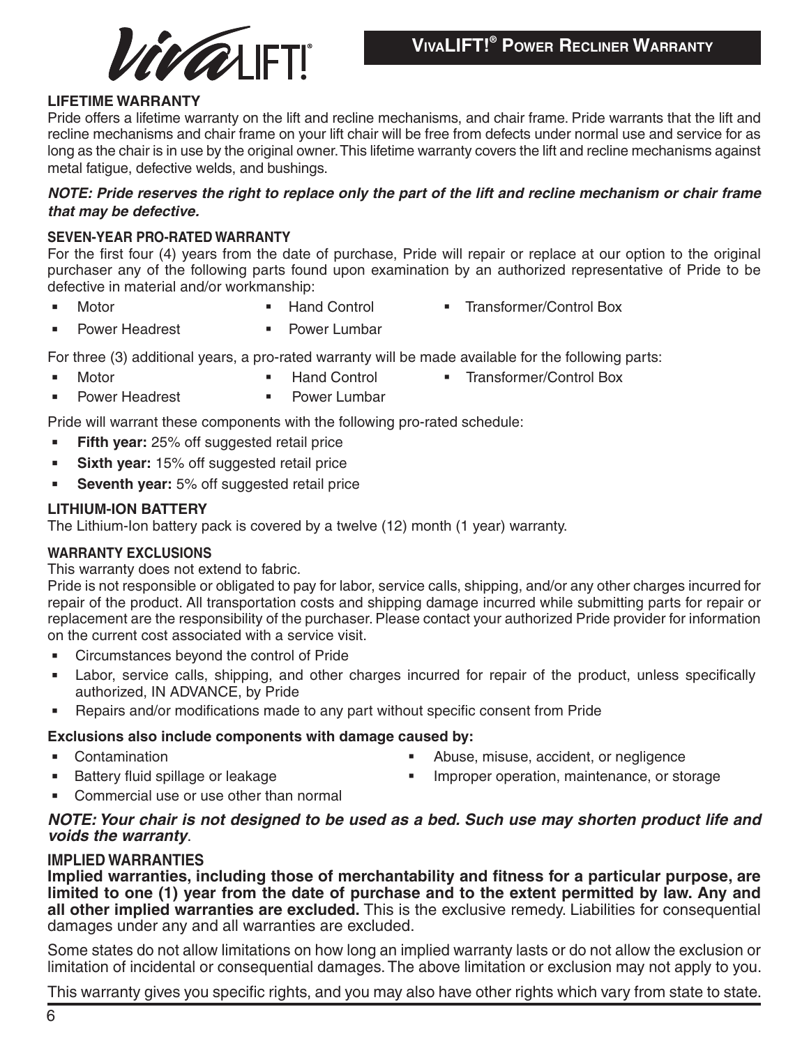# VIVALIFT!® POWER RECLINER WARRANTY

## LIFETIME WARRANTY

Pride offers a lifetime warranty on the lift and recline mechanisms, and chair frame. Pride warrants that the lift and recline mechanisms and chair frame on your lift chair will be free from defects under normal use and service for as long as the chair is in use by the original owner. This lifetime warranty covers the lift and recline mechanisms against metal fatigue, defective welds, and bushings.

***NOTE: Pride reserves the right to replace only the part of the lift and recline mechanism or chair frame that may be defective.***

## SEVEN-YEAR PRO-RATED WARRANTY

For the first four (4) years from the date of purchase, Pride will repair or replace at our option to the original purchaser any of the following parts found upon examination by an authorized representative of Pride to be defective in material and/or workmanship:

- Motor
- Hand Control
- Transformer/Control Box
- Power Headrest
- Power Lumbar

For three (3) additional years, a pro-rated warranty will be made available for the following parts:

- Motor
- Hand Control
- Transformer/Control Box
- Power Headrest
- Power Lumbar

Pride will warrant these components with the following pro-rated schedule:

- **Fifth year:** 25% off suggested retail price
- **Sixth year:** 15% off suggested retail price
- **Seventh year:** 5% off suggested retail price

## LITHIUM-ION BATTERY

The Lithium-Ion battery pack is covered by a twelve (12) month (1 year) warranty.

## WARRANTY EXCLUSIONS

This warranty does not extend to fabric.

Pride is not responsible or obligated to pay for labor, service calls, shipping, and/or any other charges incurred for repair of the product. All transportation costs and shipping damage incurred while submitting parts for repair or replacement are the responsibility of the purchaser. Please contact your authorized Pride provider for information on the current cost associated with a service visit.

- Circumstances beyond the control of Pride
- Labor, service calls, shipping, and other charges incurred for repair of the product, unless specifically authorized, IN ADVANCE, by Pride
- Repairs and/or modifications made to any part without specific consent from Pride

**Exclusions also include components with damage caused by:**

- Contamination
- Abuse, misuse, accident, or negligence
- Battery fluid spillage or leakage
- Improper operation, maintenance, or storage
- Commercial use or use other than normal

***NOTE: Your chair is not designed to be used as a bed. Such use may shorten product life and voids the warranty***.

## IMPLIED WARRANTIES

**Implied warranties, including those of merchantability and fitness for a particular purpose, are limited to one (1) year from the date of purchase and to the extent permitted by law. Any and all other implied warranties are excluded.** This is the exclusive remedy. Liabilities for consequential damages under any and all warranties are excluded.

Some states do not allow limitations on how long an implied warranty lasts or do not allow the exclusion or limitation of incidental or consequential damages. The above limitation or exclusion may not apply to you.

This warranty gives you specific rights, and you may also have other rights which vary from state to state.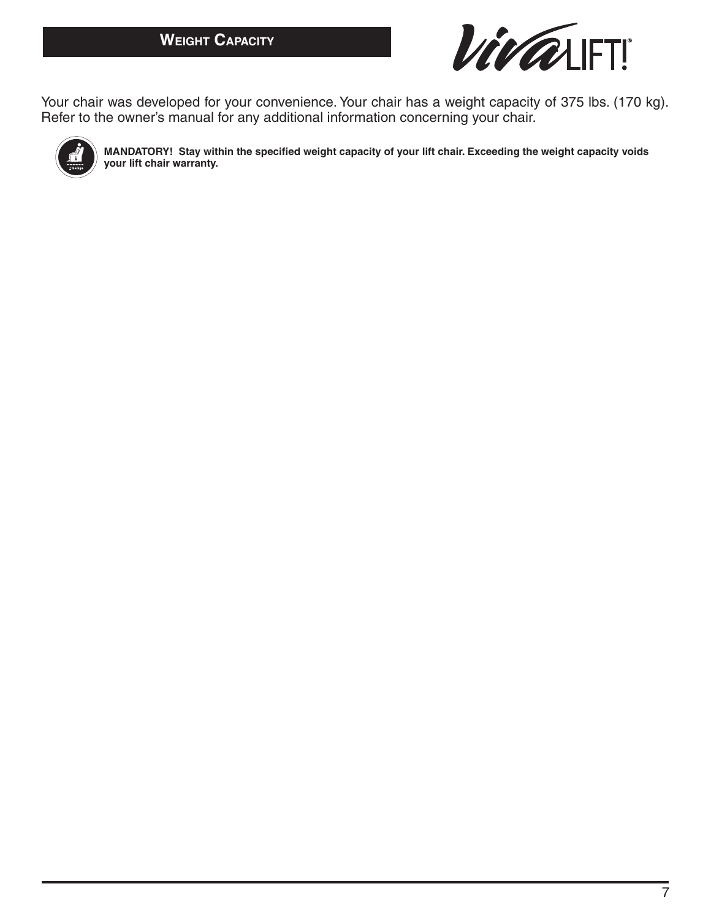## Weight Capacity

Your chair was developed for your convenience. Your chair has a weight capacity of 375 lbs. (170 kg). Refer to the owner's manual for any additional information concerning your chair.

**MANDATORY! Stay within the specified weight capacity of your lift chair. Exceeding the weight capacity voids your lift chair warranty.**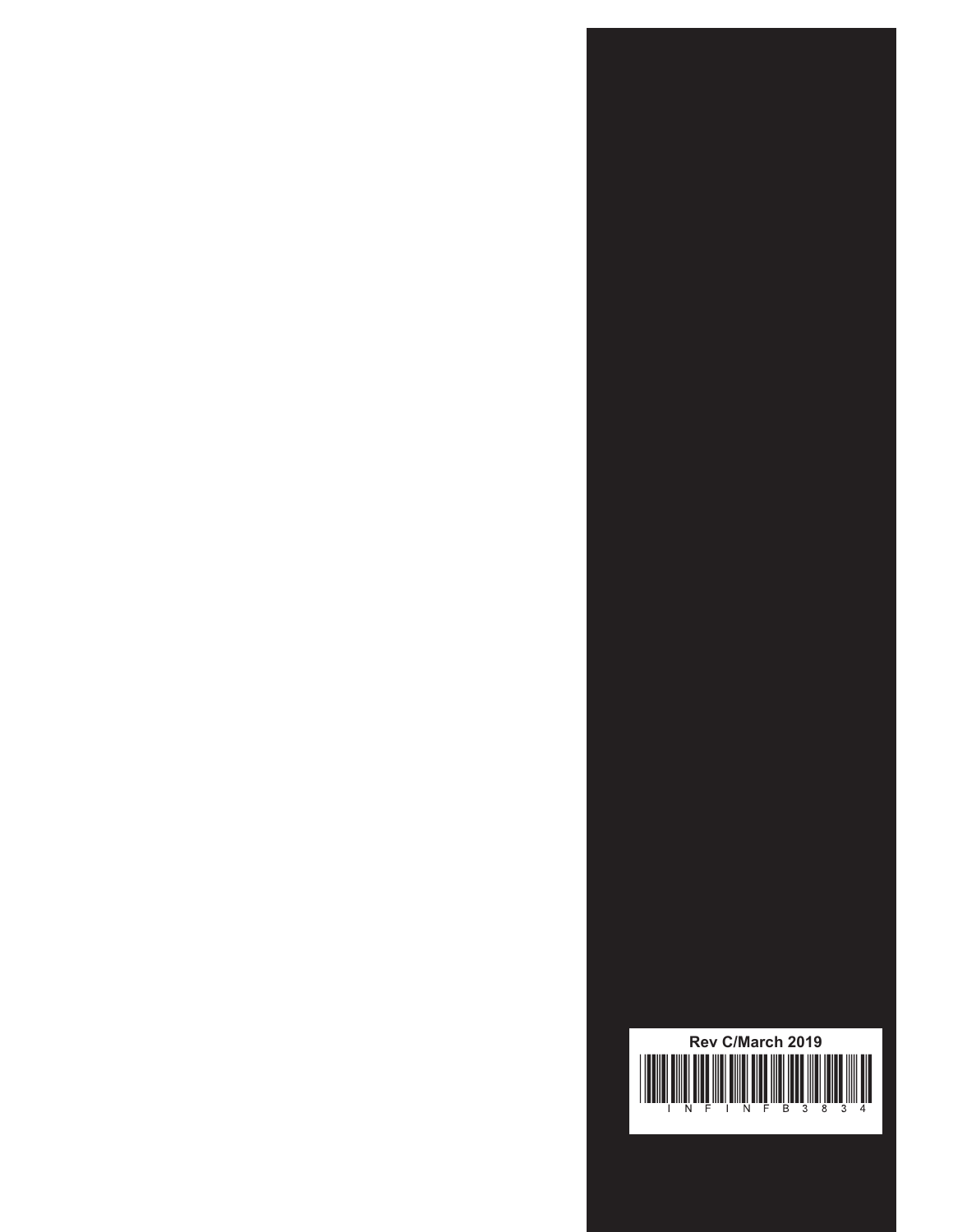**Rev C/March 2019**

I N F I N F B 3 8 3 4